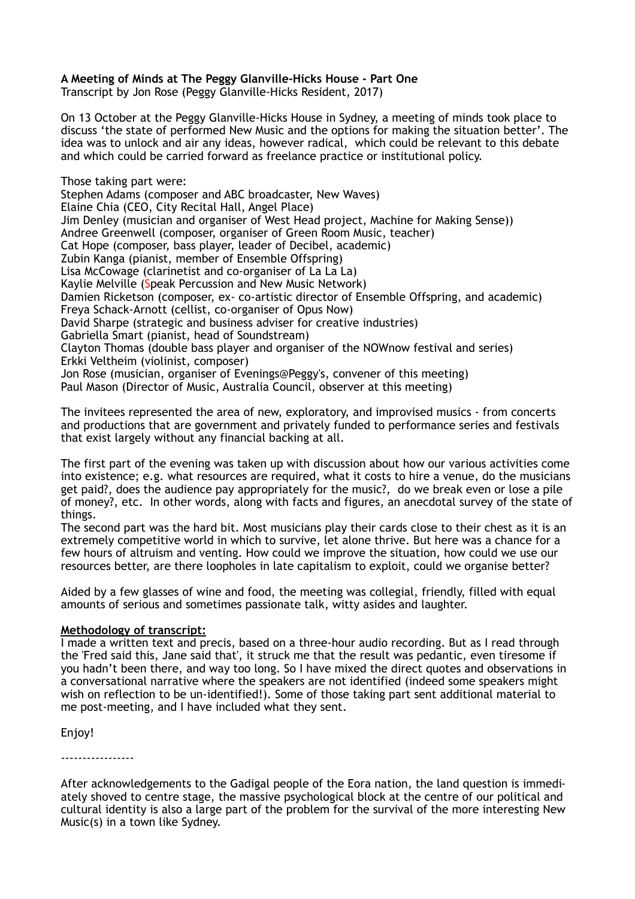**A Meeting of Minds at The Peggy Glanville-Hicks House - Part One**
Transcript by Jon Rose (Peggy Glanville-Hicks Resident, 2017)

On 13 October at the Peggy Glanville-Hicks House in Sydney, a meeting of minds took place to discuss 'the state of performed New Music and the options for making the situation better'. The idea was to unlock and air any ideas, however radical, which could be relevant to this debate and which could be carried forward as freelance practice or institutional policy.

Those taking part were:
Stephen Adams (composer and ABC broadcaster, New Waves)
Elaine Chia (CEO, City Recital Hall, Angel Place)
Jim Denley (musician and organiser of West Head project, Machine for Making Sense))
Andree Greenwell (composer, organiser of Green Room Music, teacher)
Cat Hope (composer, bass player, leader of Decibel, academic)
Zubin Kanga (pianist, member of Ensemble Offspring)
Lisa McCowage (clarinetist and co-organiser of La La La)
Kaylie Melville (Speak Percussion and New Music Network)
Damien Ricketson (composer, ex- co-artistic director of Ensemble Offspring, and academic)
Freya Schack-Arnott (cellist, co-organiser of Opus Now)
David Sharpe (strategic and business adviser for creative industries)
Gabriella Smart (pianist, head of Soundstream)
Clayton Thomas (double bass player and organiser of the NOWnow festival and series)
Erkki Veltheim (violinist, composer)
Jon Rose (musician, organiser of Evenings@Peggy's, convener of this meeting)
Paul Mason (Director of Music, Australia Council, observer at this meeting)

The invitees represented the area of new, exploratory, and improvised musics - from concerts and productions that are government and privately funded to performance series and festivals that exist largely without any financial backing at all.

The first part of the evening was taken up with discussion about how our various activities come into existence; e.g. what resources are required, what it costs to hire a venue, do the musicians get paid?, does the audience pay appropriately for the music?, do we break even or lose a pile of money?, etc. In other words, along with facts and figures, an anecdotal survey of the state of things.
The second part was the hard bit. Most musicians play their cards close to their chest as it is an extremely competitive world in which to survive, let alone thrive. But here was a chance for a few hours of altruism and venting. How could we improve the situation, how could we use our resources better, are there loopholes in late capitalism to exploit, could we organise better?

Aided by a few glasses of wine and food, the meeting was collegial, friendly, filled with equal amounts of serious and sometimes passionate talk, witty asides and laughter.

**Methodology of transcript:**
I made a written text and precis, based on a three-hour audio recording. But as I read through the 'Fred said this, Jane said that', it struck me that the result was pedantic, even tiresome if you hadn't been there, and way too long. So I have mixed the direct quotes and observations in a conversational narrative where the speakers are not identified (indeed some speakers might wish on reflection to be un-identified!). Some of those taking part sent additional material to me post-meeting, and I have included what they sent.

Enjoy!

-----------------

After acknowledgements to the Gadigal people of the Eora nation, the land question is immediately shoved to centre stage, the massive psychological block at the centre of our political and cultural identity is also a large part of the problem for the survival of the more interesting New Music(s) in a town like Sydney.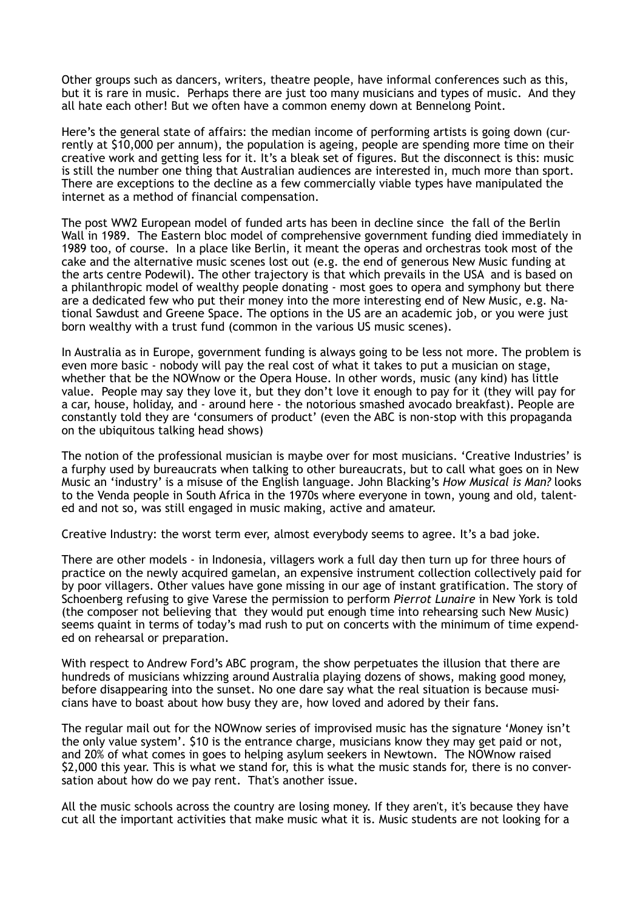Other groups such as dancers, writers, theatre people, have informal conferences such as this, but it is rare in music. Perhaps there are just too many musicians and types of music. And they all hate each other! But we often have a common enemy down at Bennelong Point.

Here's the general state of affairs: the median income of performing artists is going down (currently at $10,000 per annum), the population is ageing, people are spending more time on their creative work and getting less for it. It's a bleak set of figures. But the disconnect is this: music is still the number one thing that Australian audiences are interested in, much more than sport. There are exceptions to the decline as a few commercially viable types have manipulated the internet as a method of financial compensation.

The post WW2 European model of funded arts has been in decline since the fall of the Berlin Wall in 1989. The Eastern bloc model of comprehensive government funding died immediately in 1989 too, of course. In a place like Berlin, it meant the operas and orchestras took most of the cake and the alternative music scenes lost out (e.g. the end of generous New Music funding at the arts centre Podewil). The other trajectory is that which prevails in the USA and is based on a philanthropic model of wealthy people donating - most goes to opera and symphony but there are a dedicated few who put their money into the more interesting end of New Music, e.g. National Sawdust and Greene Space. The options in the US are an academic job, or you were just born wealthy with a trust fund (common in the various US music scenes).

In Australia as in Europe, government funding is always going to be less not more. The problem is even more basic - nobody will pay the real cost of what it takes to put a musician on stage, whether that be the NOWnow or the Opera House. In other words, music (any kind) has little value. People may say they love it, but they don't love it enough to pay for it (they will pay for a car, house, holiday, and - around here - the notorious smashed avocado breakfast). People are constantly told they are 'consumers of product' (even the ABC is non-stop with this propaganda on the ubiquitous talking head shows)

The notion of the professional musician is maybe over for most musicians. 'Creative Industries' is a furphy used by bureaucrats when talking to other bureaucrats, but to call what goes on in New Music an 'industry' is a misuse of the English language. John Blacking's *How Musical is Man?* looks to the Venda people in South Africa in the 1970s where everyone in town, young and old, talented and not so, was still engaged in music making, active and amateur.

Creative Industry: the worst term ever, almost everybody seems to agree. It's a bad joke.

There are other models - in Indonesia, villagers work a full day then turn up for three hours of practice on the newly acquired gamelan, an expensive instrument collection collectively paid for by poor villagers. Other values have gone missing in our age of instant gratification. The story of Schoenberg refusing to give Varese the permission to perform *Pierrot Lunaire* in New York is told (the composer not believing that they would put enough time into rehearsing such New Music) seems quaint in terms of today's mad rush to put on concerts with the minimum of time expended on rehearsal or preparation.

With respect to Andrew Ford's ABC program, the show perpetuates the illusion that there are hundreds of musicians whizzing around Australia playing dozens of shows, making good money, before disappearing into the sunset. No one dare say what the real situation is because musicians have to boast about how busy they are, how loved and adored by their fans.

The regular mail out for the NOWnow series of improvised music has the signature 'Money isn't the only value system'. $10 is the entrance charge, musicians know they may get paid or not, and 20% of what comes in goes to helping asylum seekers in Newtown. The NOWnow raised $2,000 this year. This is what we stand for, this is what the music stands for, there is no conversation about how do we pay rent. That's another issue.

All the music schools across the country are losing money. If they aren't, it's because they have cut all the important activities that make music what it is. Music students are not looking for a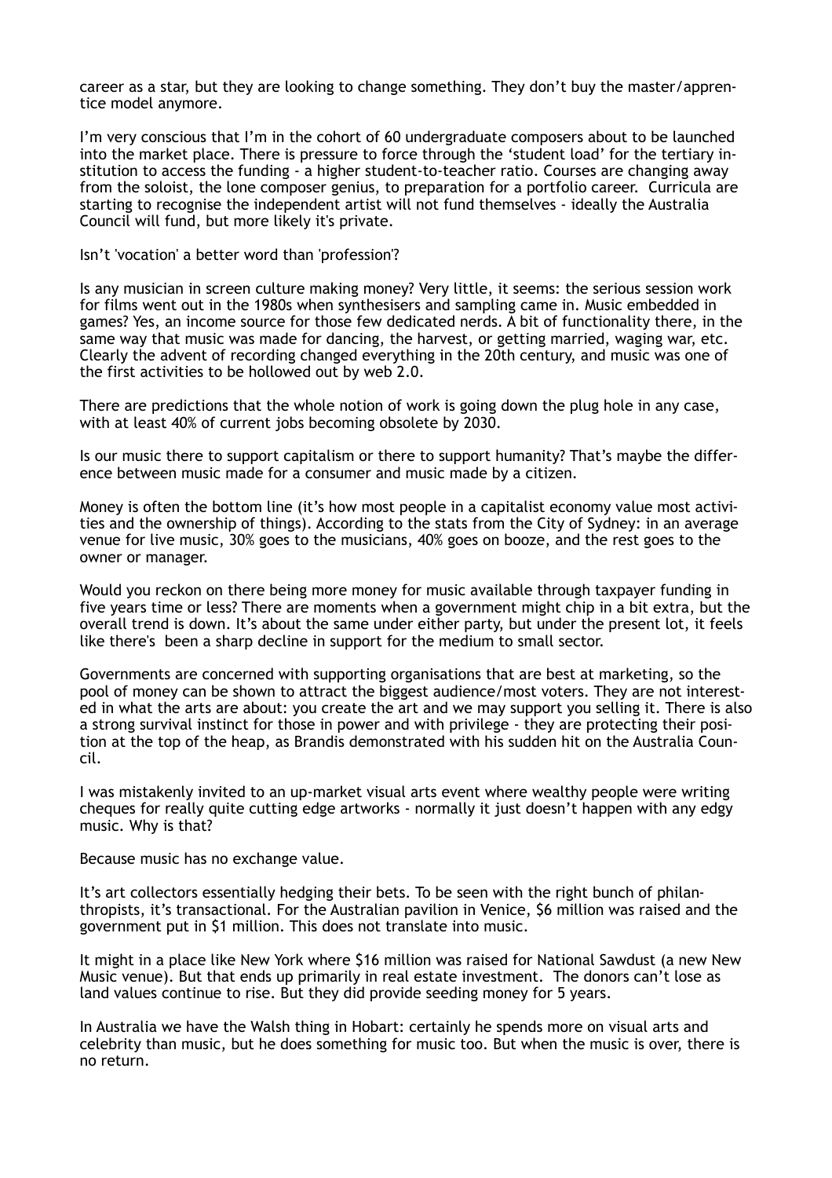career as a star, but they are looking to change something. They don't buy the master/apprentice model anymore.

I'm very conscious that I'm in the cohort of 60 undergraduate composers about to be launched into the market place. There is pressure to force through the 'student load' for the tertiary institution to access the funding - a higher student-to-teacher ratio. Courses are changing away from the soloist, the lone composer genius, to preparation for a portfolio career. Curricula are starting to recognise the independent artist will not fund themselves - ideally the Australia Council will fund, but more likely it's private.

Isn't 'vocation' a better word than 'profession'?

Is any musician in screen culture making money? Very little, it seems: the serious session work for films went out in the 1980s when synthesisers and sampling came in. Music embedded in games? Yes, an income source for those few dedicated nerds. A bit of functionality there, in the same way that music was made for dancing, the harvest, or getting married, waging war, etc. Clearly the advent of recording changed everything in the 20th century, and music was one of the first activities to be hollowed out by web 2.0.

There are predictions that the whole notion of work is going down the plug hole in any case, with at least 40% of current jobs becoming obsolete by 2030.

Is our music there to support capitalism or there to support humanity? That's maybe the difference between music made for a consumer and music made by a citizen.

Money is often the bottom line (it's how most people in a capitalist economy value most activities and the ownership of things). According to the stats from the City of Sydney: in an average venue for live music, 30% goes to the musicians, 40% goes on booze, and the rest goes to the owner or manager.

Would you reckon on there being more money for music available through taxpayer funding in five years time or less? There are moments when a government might chip in a bit extra, but the overall trend is down. It's about the same under either party, but under the present lot, it feels like there's been a sharp decline in support for the medium to small sector.

Governments are concerned with supporting organisations that are best at marketing, so the pool of money can be shown to attract the biggest audience/most voters. They are not interested in what the arts are about: you create the art and we may support you selling it. There is also a strong survival instinct for those in power and with privilege - they are protecting their position at the top of the heap, as Brandis demonstrated with his sudden hit on the Australia Council.

I was mistakenly invited to an up-market visual arts event where wealthy people were writing cheques for really quite cutting edge artworks - normally it just doesn't happen with any edgy music. Why is that?

Because music has no exchange value.

It's art collectors essentially hedging their bets. To be seen with the right bunch of philanthropists, it's transactional. For the Australian pavilion in Venice, $6 million was raised and the government put in $1 million. This does not translate into music.

It might in a place like New York where $16 million was raised for National Sawdust (a new New Music venue). But that ends up primarily in real estate investment. The donors can't lose as land values continue to rise. But they did provide seeding money for 5 years.

In Australia we have the Walsh thing in Hobart: certainly he spends more on visual arts and celebrity than music, but he does something for music too. But when the music is over, there is no return.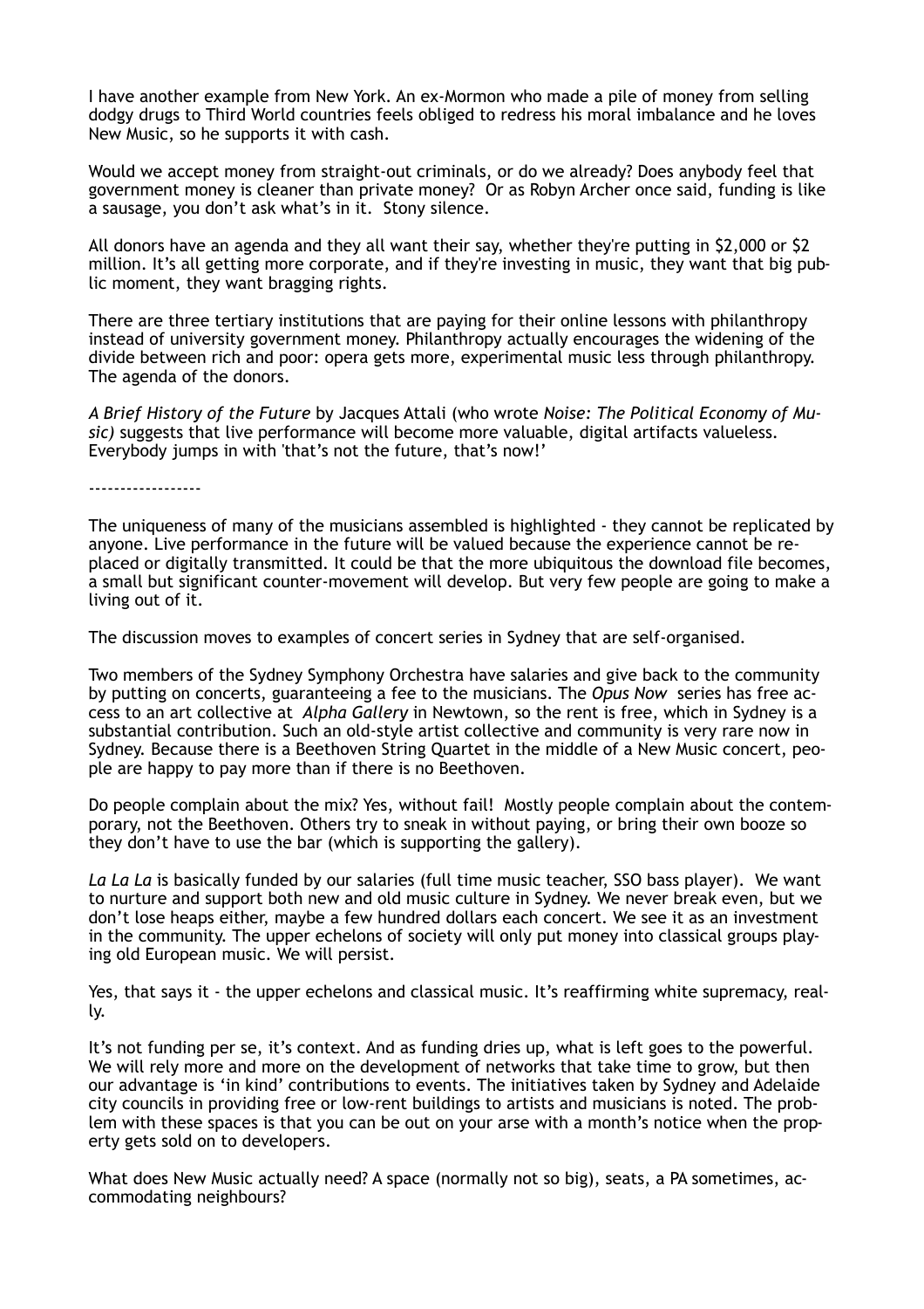I have another example from New York. An ex-Mormon who made a pile of money from selling dodgy drugs to Third World countries feels obliged to redress his moral imbalance and he loves New Music, so he supports it with cash.

Would we accept money from straight-out criminals, or do we already? Does anybody feel that government money is cleaner than private money? Or as Robyn Archer once said, funding is like a sausage, you don't ask what's in it. Stony silence.

All donors have an agenda and they all want their say, whether they're putting in $2,000 or $2 million. It's all getting more corporate, and if they're investing in music, they want that big public moment, they want bragging rights.

There are three tertiary institutions that are paying for their online lessons with philanthropy instead of university government money. Philanthropy actually encourages the widening of the divide between rich and poor: opera gets more, experimental music less through philanthropy. The agenda of the donors.

*A Brief History of the Future* by Jacques Attali (who wrote *Noise: The Political Economy of Music)* suggests that live performance will become more valuable, digital artifacts valueless. Everybody jumps in with 'that's not the future, that's now!'

------------------

The uniqueness of many of the musicians assembled is highlighted - they cannot be replicated by anyone. Live performance in the future will be valued because the experience cannot be replaced or digitally transmitted. It could be that the more ubiquitous the download file becomes, a small but significant counter-movement will develop. But very few people are going to make a living out of it.

The discussion moves to examples of concert series in Sydney that are self-organised.

Two members of the Sydney Symphony Orchestra have salaries and give back to the community by putting on concerts, guaranteeing a fee to the musicians. The *Opus Now* series has free access to an art collective at *Alpha Gallery* in Newtown, so the rent is free, which in Sydney is a substantial contribution. Such an old-style artist collective and community is very rare now in Sydney. Because there is a Beethoven String Quartet in the middle of a New Music concert, people are happy to pay more than if there is no Beethoven.

Do people complain about the mix? Yes, without fail! Mostly people complain about the contemporary, not the Beethoven. Others try to sneak in without paying, or bring their own booze so they don't have to use the bar (which is supporting the gallery).

*La La La* is basically funded by our salaries (full time music teacher, SSO bass player). We want to nurture and support both new and old music culture in Sydney. We never break even, but we don't lose heaps either, maybe a few hundred dollars each concert. We see it as an investment in the community. The upper echelons of society will only put money into classical groups playing old European music. We will persist.

Yes, that says it - the upper echelons and classical music. It's reaffirming white supremacy, really.

It's not funding per se, it's context. And as funding dries up, what is left goes to the powerful. We will rely more and more on the development of networks that take time to grow, but then our advantage is 'in kind' contributions to events. The initiatives taken by Sydney and Adelaide city councils in providing free or low-rent buildings to artists and musicians is noted. The problem with these spaces is that you can be out on your arse with a month's notice when the property gets sold on to developers.

What does New Music actually need? A space (normally not so big), seats, a PA sometimes, accommodating neighbours?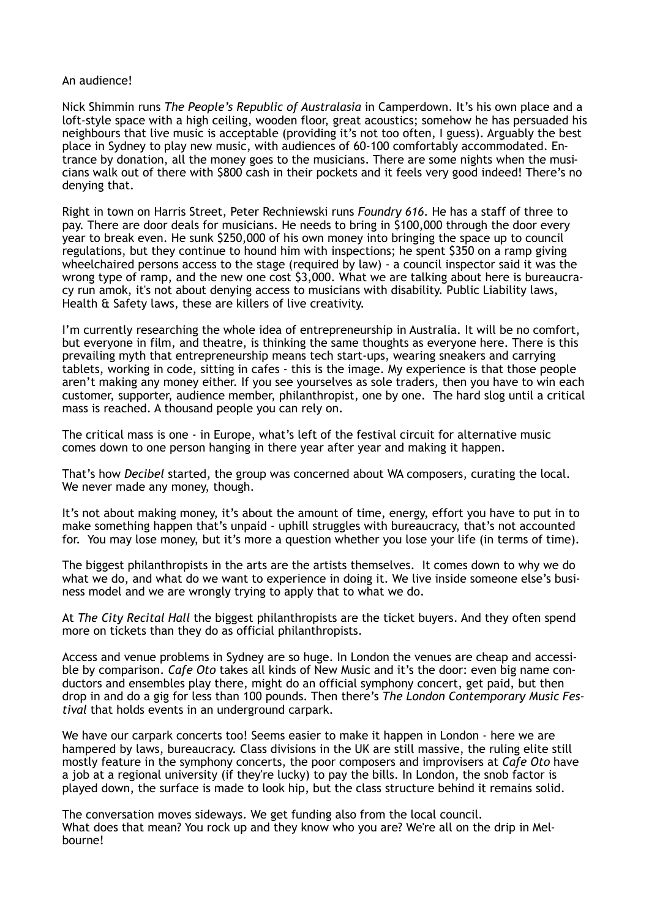An audience!

Nick Shimmin runs *The People's Republic of Australasia* in Camperdown. It's his own place and a loft-style space with a high ceiling, wooden floor, great acoustics; somehow he has persuaded his neighbours that live music is acceptable (providing it's not too often, I guess). Arguably the best place in Sydney to play new music, with audiences of 60-100 comfortably accommodated. Entrance by donation, all the money goes to the musicians. There are some nights when the musicians walk out of there with $800 cash in their pockets and it feels very good indeed! There's no denying that.

Right in town on Harris Street, Peter Rechniewski runs *Foundry 616*. He has a staff of three to pay. There are door deals for musicians. He needs to bring in $100,000 through the door every year to break even. He sunk $250,000 of his own money into bringing the space up to council regulations, but they continue to hound him with inspections; he spent $350 on a ramp giving wheelchaired persons access to the stage (required by law) - a council inspector said it was the wrong type of ramp, and the new one cost $3,000. What we are talking about here is bureaucracy run amok, it's not about denying access to musicians with disability. Public Liability laws, Health & Safety laws, these are killers of live creativity.

I'm currently researching the whole idea of entrepreneurship in Australia. It will be no comfort, but everyone in film, and theatre, is thinking the same thoughts as everyone here. There is this prevailing myth that entrepreneurship means tech start-ups, wearing sneakers and carrying tablets, working in code, sitting in cafes - this is the image. My experience is that those people aren't making any money either. If you see yourselves as sole traders, then you have to win each customer, supporter, audience member, philanthropist, one by one. The hard slog until a critical mass is reached. A thousand people you can rely on.

The critical mass is one - in Europe, what's left of the festival circuit for alternative music comes down to one person hanging in there year after year and making it happen.

That's how *Decibel* started, the group was concerned about WA composers, curating the local. We never made any money, though.

It's not about making money, it's about the amount of time, energy, effort you have to put in to make something happen that's unpaid - uphill struggles with bureaucracy, that's not accounted for. You may lose money, but it's more a question whether you lose your life (in terms of time).

The biggest philanthropists in the arts are the artists themselves. It comes down to why we do what we do, and what do we want to experience in doing it. We live inside someone else's business model and we are wrongly trying to apply that to what we do.

At *The City Recital Hall* the biggest philanthropists are the ticket buyers. And they often spend more on tickets than they do as official philanthropists.

Access and venue problems in Sydney are so huge. In London the venues are cheap and accessible by comparison. *Cafe Oto* takes all kinds of New Music and it's the door: even big name conductors and ensembles play there, might do an official symphony concert, get paid, but then drop in and do a gig for less than 100 pounds. Then there's *The London Contemporary Music Festival* that holds events in an underground carpark.

We have our carpark concerts too! Seems easier to make it happen in London - here we are hampered by laws, bureaucracy. Class divisions in the UK are still massive, the ruling elite still mostly feature in the symphony concerts, the poor composers and improvisers at *Cafe Oto* have a job at a regional university (if they're lucky) to pay the bills. In London, the snob factor is played down, the surface is made to look hip, but the class structure behind it remains solid.

The conversation moves sideways. We get funding also from the local council.
What does that mean? You rock up and they know who you are? We're all on the drip in Melbourne!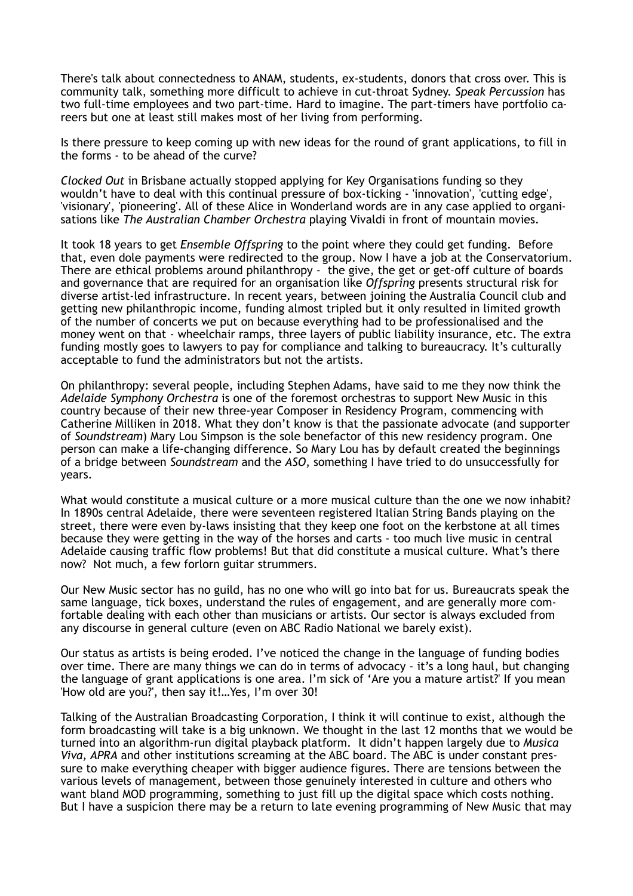There's talk about connectedness to ANAM, students, ex-students, donors that cross over. This is community talk, something more difficult to achieve in cut-throat Sydney. *Speak Percussion* has two full-time employees and two part-time. Hard to imagine. The part-timers have portfolio careers but one at least still makes most of her living from performing.

Is there pressure to keep coming up with new ideas for the round of grant applications, to fill in the forms - to be ahead of the curve?

*Clocked Out* in Brisbane actually stopped applying for Key Organisations funding so they wouldn't have to deal with this continual pressure of box-ticking - 'innovation', 'cutting edge', 'visionary', 'pioneering'. All of these Alice in Wonderland words are in any case applied to organisations like *The Australian Chamber Orchestra* playing Vivaldi in front of mountain movies.

It took 18 years to get *Ensemble Offspring* to the point where they could get funding. Before that, even dole payments were redirected to the group. Now I have a job at the Conservatorium. There are ethical problems around philanthropy - the give, the get or get-off culture of boards and governance that are required for an organisation like *Offspring* presents structural risk for diverse artist-led infrastructure. In recent years, between joining the Australia Council club and getting new philanthropic income, funding almost tripled but it only resulted in limited growth of the number of concerts we put on because everything had to be professionalised and the money went on that - wheelchair ramps, three layers of public liability insurance, etc. The extra funding mostly goes to lawyers to pay for compliance and talking to bureaucracy. It's culturally acceptable to fund the administrators but not the artists.

On philanthropy: several people, including Stephen Adams, have said to me they now think the *Adelaide Symphony Orchestra* is one of the foremost orchestras to support New Music in this country because of their new three-year Composer in Residency Program, commencing with Catherine Milliken in 2018. What they don't know is that the passionate advocate (and supporter of *Soundstream*) Mary Lou Simpson is the sole benefactor of this new residency program. One person can make a life-changing difference. So Mary Lou has by default created the beginnings of a bridge between *Soundstream* and the *ASO*, something I have tried to do unsuccessfully for years.

What would constitute a musical culture or a more musical culture than the one we now inhabit? In 1890s central Adelaide, there were seventeen registered Italian String Bands playing on the street, there were even by-laws insisting that they keep one foot on the kerbstone at all times because they were getting in the way of the horses and carts - too much live music in central Adelaide causing traffic flow problems! But that did constitute a musical culture. What's there now? Not much, a few forlorn guitar strummers.

Our New Music sector has no guild, has no one who will go into bat for us. Bureaucrats speak the same language, tick boxes, understand the rules of engagement, and are generally more comfortable dealing with each other than musicians or artists. Our sector is always excluded from any discourse in general culture (even on ABC Radio National we barely exist).

Our status as artists is being eroded. I've noticed the change in the language of funding bodies over time. There are many things we can do in terms of advocacy - it's a long haul, but changing the language of grant applications is one area. I'm sick of 'Are you a mature artist?' If you mean 'How old are you?', then say it!…Yes, I'm over 30!

Talking of the Australian Broadcasting Corporation, I think it will continue to exist, although the form broadcasting will take is a big unknown. We thought in the last 12 months that we would be turned into an algorithm-run digital playback platform. It didn't happen largely due to *Musica Viva, APRA* and other institutions screaming at the ABC board. The ABC is under constant pressure to make everything cheaper with bigger audience figures. There are tensions between the various levels of management, between those genuinely interested in culture and others who want bland MOD programming, something to just fill up the digital space which costs nothing. But I have a suspicion there may be a return to late evening programming of New Music that may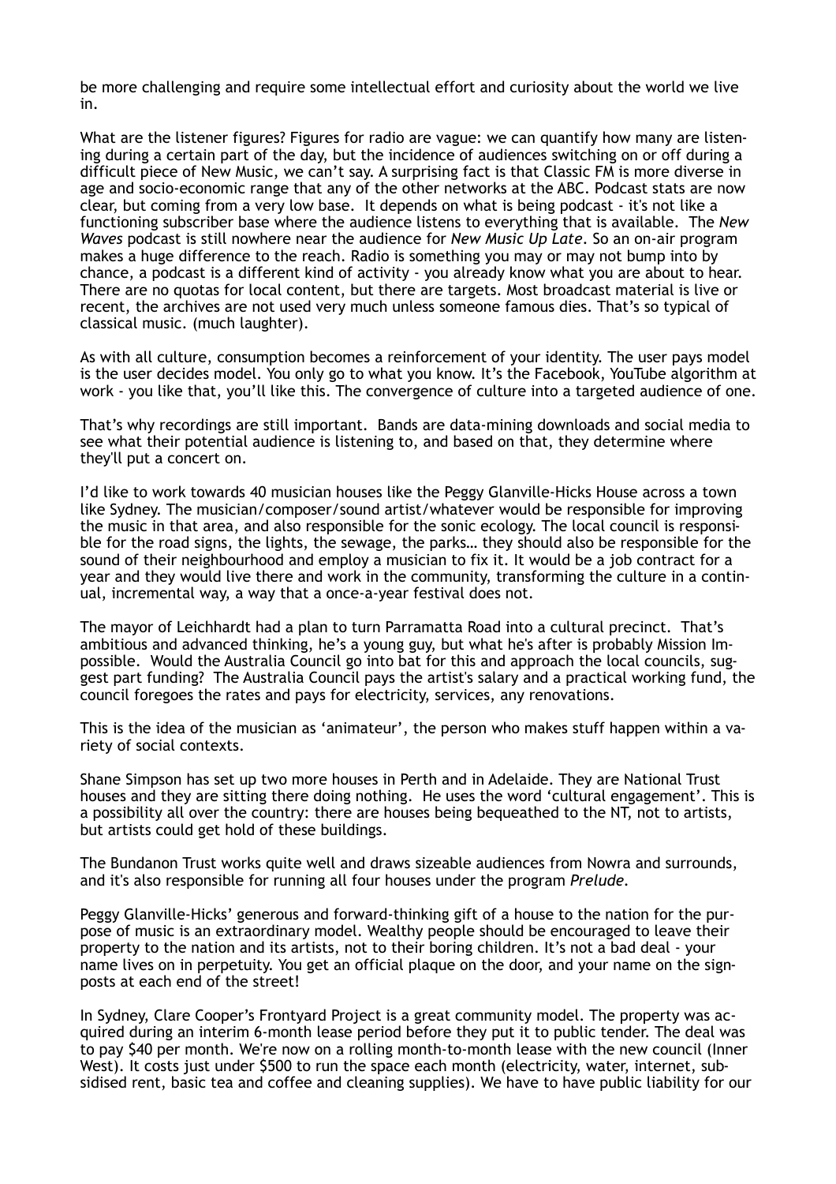be more challenging and require some intellectual effort and curiosity about the world we live in.

What are the listener figures? Figures for radio are vague: we can quantify how many are listening during a certain part of the day, but the incidence of audiences switching on or off during a difficult piece of New Music, we can't say. A surprising fact is that Classic FM is more diverse in age and socio-economic range that any of the other networks at the ABC. Podcast stats are now clear, but coming from a very low base. It depends on what is being podcast - it's not like a functioning subscriber base where the audience listens to everything that is available. The *New Waves* podcast is still nowhere near the audience for *New Music Up Late*. So an on-air program makes a huge difference to the reach. Radio is something you may or may not bump into by chance, a podcast is a different kind of activity - you already know what you are about to hear. There are no quotas for local content, but there are targets. Most broadcast material is live or recent, the archives are not used very much unless someone famous dies. That's so typical of classical music. (much laughter).

As with all culture, consumption becomes a reinforcement of your identity. The user pays model is the user decides model. You only go to what you know. It's the Facebook, YouTube algorithm at work - you like that, you'll like this. The convergence of culture into a targeted audience of one.

That's why recordings are still important. Bands are data-mining downloads and social media to see what their potential audience is listening to, and based on that, they determine where they'll put a concert on.

I'd like to work towards 40 musician houses like the Peggy Glanville-Hicks House across a town like Sydney. The musician/composer/sound artist/whatever would be responsible for improving the music in that area, and also responsible for the sonic ecology. The local council is responsible for the road signs, the lights, the sewage, the parks… they should also be responsible for the sound of their neighbourhood and employ a musician to fix it. It would be a job contract for a year and they would live there and work in the community, transforming the culture in a continual, incremental way, a way that a once-a-year festival does not.

The mayor of Leichhardt had a plan to turn Parramatta Road into a cultural precinct. That's ambitious and advanced thinking, he's a young guy, but what he's after is probably Mission Impossible. Would the Australia Council go into bat for this and approach the local councils, suggest part funding? The Australia Council pays the artist's salary and a practical working fund, the council foregoes the rates and pays for electricity, services, any renovations.

This is the idea of the musician as 'animateur', the person who makes stuff happen within a variety of social contexts.

Shane Simpson has set up two more houses in Perth and in Adelaide. They are National Trust houses and they are sitting there doing nothing. He uses the word 'cultural engagement'. This is a possibility all over the country: there are houses being bequeathed to the NT, not to artists, but artists could get hold of these buildings.

The Bundanon Trust works quite well and draws sizeable audiences from Nowra and surrounds, and it's also responsible for running all four houses under the program *Prelude*.

Peggy Glanville-Hicks' generous and forward-thinking gift of a house to the nation for the purpose of music is an extraordinary model. Wealthy people should be encouraged to leave their property to the nation and its artists, not to their boring children. It's not a bad deal - your name lives on in perpetuity. You get an official plaque on the door, and your name on the signposts at each end of the street!

In Sydney, Clare Cooper's Frontyard Project is a great community model. The property was acquired during an interim 6-month lease period before they put it to public tender. The deal was to pay $40 per month. We're now on a rolling month-to-month lease with the new council (Inner West). It costs just under $500 to run the space each month (electricity, water, internet, subsidised rent, basic tea and coffee and cleaning supplies). We have to have public liability for our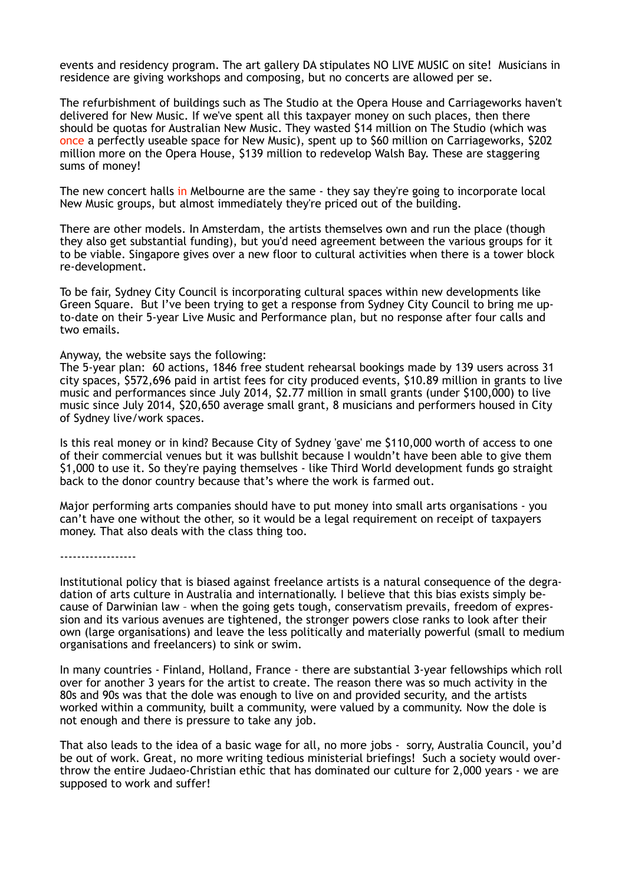events and residency program. The art gallery DA stipulates NO LIVE MUSIC on site! Musicians in residence are giving workshops and composing, but no concerts are allowed per se.

The refurbishment of buildings such as The Studio at the Opera House and Carriageworks haven't delivered for New Music. If we've spent all this taxpayer money on such places, then there should be quotas for Australian New Music. They wasted $14 million on The Studio (which was once a perfectly useable space for New Music), spent up to $60 million on Carriageworks, $202 million more on the Opera House, $139 million to redevelop Walsh Bay. These are staggering sums of money!

The new concert halls in Melbourne are the same - they say they're going to incorporate local New Music groups, but almost immediately they're priced out of the building.

There are other models. In Amsterdam, the artists themselves own and run the place (though they also get substantial funding), but you'd need agreement between the various groups for it to be viable. Singapore gives over a new floor to cultural activities when there is a tower block re-development.

To be fair, Sydney City Council is incorporating cultural spaces within new developments like Green Square. But I've been trying to get a response from Sydney City Council to bring me up-to-date on their 5-year Live Music and Performance plan, but no response after four calls and two emails.

Anyway, the website says the following:
The 5-year plan: 60 actions, 1846 free student rehearsal bookings made by 139 users across 31 city spaces, $572,696 paid in artist fees for city produced events, $10.89 million in grants to live music and performances since July 2014, $2.77 million in small grants (under $100,000) to live music since July 2014, $20,650 average small grant, 8 musicians and performers housed in City of Sydney live/work spaces.

Is this real money or in kind? Because City of Sydney 'gave' me $110,000 worth of access to one of their commercial venues but it was bullshit because I wouldn't have been able to give them $1,000 to use it. So they're paying themselves - like Third World development funds go straight back to the donor country because that's where the work is farmed out.

Major performing arts companies should have to put money into small arts organisations - you can't have one without the other, so it would be a legal requirement on receipt of taxpayers money. That also deals with the class thing too.

------------------

Institutional policy that is biased against freelance artists is a natural consequence of the degradation of arts culture in Australia and internationally. I believe that this bias exists simply because of Darwinian law – when the going gets tough, conservatism prevails, freedom of expression and its various avenues are tightened, the stronger powers close ranks to look after their own (large organisations) and leave the less politically and materially powerful (small to medium organisations and freelancers) to sink or swim.

In many countries - Finland, Holland, France - there are substantial 3-year fellowships which roll over for another 3 years for the artist to create. The reason there was so much activity in the 80s and 90s was that the dole was enough to live on and provided security, and the artists worked within a community, built a community, were valued by a community. Now the dole is not enough and there is pressure to take any job.

That also leads to the idea of a basic wage for all, no more jobs - sorry, Australia Council, you'd be out of work. Great, no more writing tedious ministerial briefings! Such a society would overthrow the entire Judaeo-Christian ethic that has dominated our culture for 2,000 years - we are supposed to work and suffer!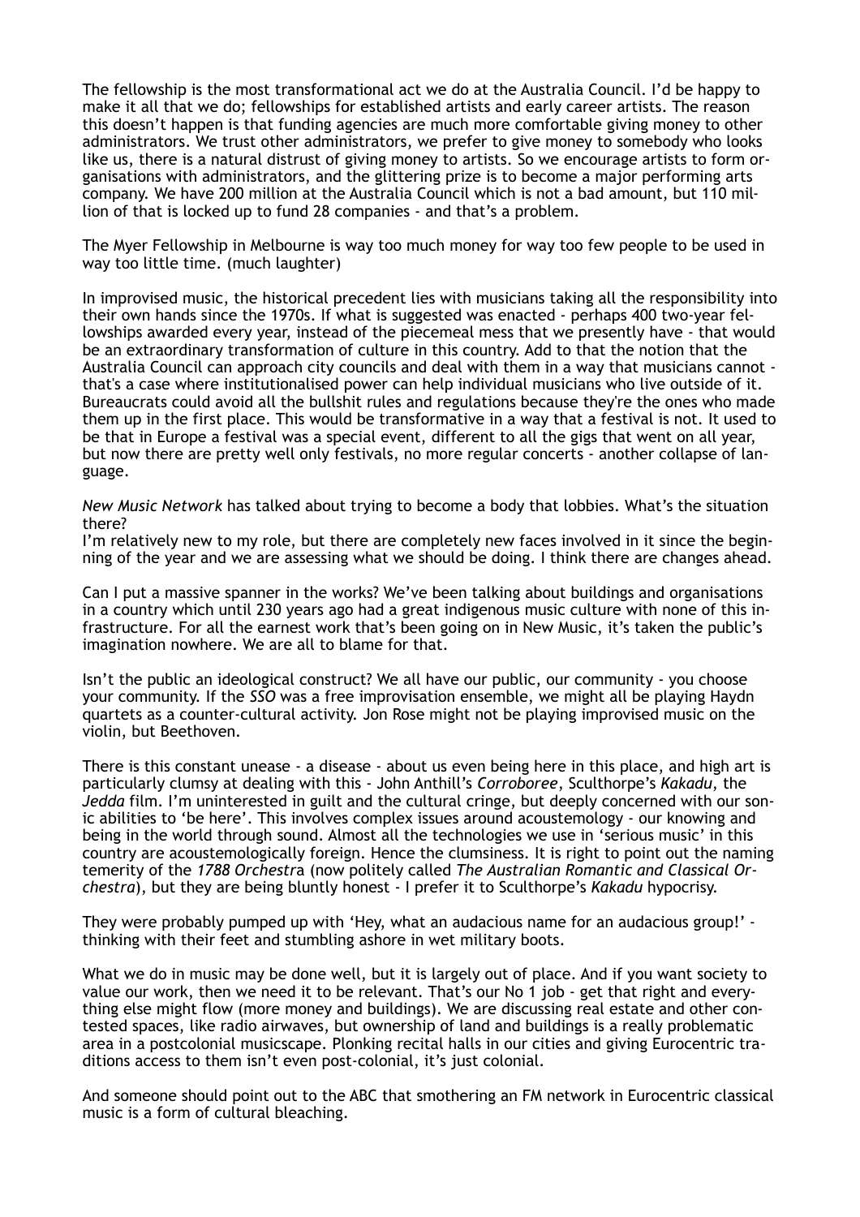The fellowship is the most transformational act we do at the Australia Council. I'd be happy to make it all that we do; fellowships for established artists and early career artists. The reason this doesn't happen is that funding agencies are much more comfortable giving money to other administrators. We trust other administrators, we prefer to give money to somebody who looks like us, there is a natural distrust of giving money to artists. So we encourage artists to form organisations with administrators, and the glittering prize is to become a major performing arts company. We have 200 million at the Australia Council which is not a bad amount, but 110 million of that is locked up to fund 28 companies - and that's a problem.

The Myer Fellowship in Melbourne is way too much money for way too few people to be used in way too little time. (much laughter)

In improvised music, the historical precedent lies with musicians taking all the responsibility into their own hands since the 1970s. If what is suggested was enacted - perhaps 400 two-year fellowships awarded every year, instead of the piecemeal mess that we presently have - that would be an extraordinary transformation of culture in this country. Add to that the notion that the Australia Council can approach city councils and deal with them in a way that musicians cannot - that's a case where institutionalised power can help individual musicians who live outside of it. Bureaucrats could avoid all the bullshit rules and regulations because they're the ones who made them up in the first place. This would be transformative in a way that a festival is not. It used to be that in Europe a festival was a special event, different to all the gigs that went on all year, but now there are pretty well only festivals, no more regular concerts - another collapse of language.

*New Music Network* has talked about trying to become a body that lobbies. What's the situation there?
I'm relatively new to my role, but there are completely new faces involved in it since the beginning of the year and we are assessing what we should be doing. I think there are changes ahead.

Can I put a massive spanner in the works? We've been talking about buildings and organisations in a country which until 230 years ago had a great indigenous music culture with none of this infrastructure. For all the earnest work that's been going on in New Music, it's taken the public's imagination nowhere. We are all to blame for that.

Isn't the public an ideological construct? We all have our public, our community - you choose your community. If the *SSO* was a free improvisation ensemble, we might all be playing Haydn quartets as a counter-cultural activity. Jon Rose might not be playing improvised music on the violin, but Beethoven.

There is this constant unease - a disease - about us even being here in this place, and high art is particularly clumsy at dealing with this - John Anthill's *Corroboree*, Sculthorpe's *Kakadu*, the *Jedda* film. I'm uninterested in guilt and the cultural cringe, but deeply concerned with our sonic abilities to 'be here'. This involves complex issues around acoustemology - our knowing and being in the world through sound. Almost all the technologies we use in 'serious music' in this country are acoustemologically foreign. Hence the clumsiness. It is right to point out the naming temerity of the *1788 Orchestra* (now politely called *The Australian Romantic and Classical Orchestra*), but they are being bluntly honest - I prefer it to Sculthorpe's *Kakadu* hypocrisy.

They were probably pumped up with 'Hey, what an audacious name for an audacious group!' - thinking with their feet and stumbling ashore in wet military boots.

What we do in music may be done well, but it is largely out of place. And if you want society to value our work, then we need it to be relevant. That's our No 1 job - get that right and everything else might flow (more money and buildings). We are discussing real estate and other contested spaces, like radio airwaves, but ownership of land and buildings is a really problematic area in a postcolonial musicscape. Plonking recital halls in our cities and giving Eurocentric traditions access to them isn't even post-colonial, it's just colonial.

And someone should point out to the ABC that smothering an FM network in Eurocentric classical music is a form of cultural bleaching.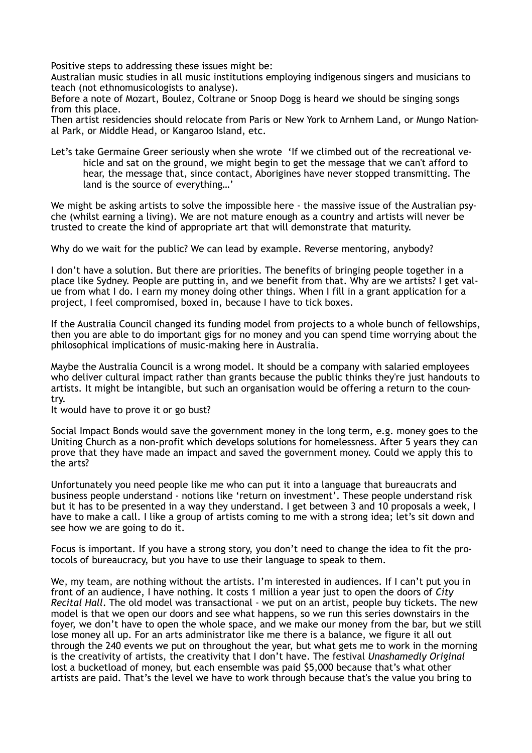Positive steps to addressing these issues might be:

Australian music studies in all music institutions employing indigenous singers and musicians to teach (not ethnomusicologists to analyse).

Before a note of Mozart, Boulez, Coltrane or Snoop Dogg is heard we should be singing songs from this place.

Then artist residencies should relocate from Paris or New York to Arnhem Land, or Mungo National Park, or Middle Head, or Kangaroo Island, etc.

Let's take Germaine Greer seriously when she wrote 'If we climbed out of the recreational vehicle and sat on the ground, we might begin to get the message that we can't afford to hear, the message that, since contact, Aborigines have never stopped transmitting. The land is the source of everything…'

We might be asking artists to solve the impossible here - the massive issue of the Australian psyche (whilst earning a living). We are not mature enough as a country and artists will never be trusted to create the kind of appropriate art that will demonstrate that maturity.

Why do we wait for the public? We can lead by example. Reverse mentoring, anybody?

I don't have a solution. But there are priorities. The benefits of bringing people together in a place like Sydney. People are putting in, and we benefit from that. Why are we artists? I get value from what I do. I earn my money doing other things. When I fill in a grant application for a project, I feel compromised, boxed in, because I have to tick boxes.

If the Australia Council changed its funding model from projects to a whole bunch of fellowships, then you are able to do important gigs for no money and you can spend time worrying about the philosophical implications of music-making here in Australia.

Maybe the Australia Council is a wrong model. It should be a company with salaried employees who deliver cultural impact rather than grants because the public thinks they're just handouts to artists. It might be intangible, but such an organisation would be offering a return to the country.

It would have to prove it or go bust?

Social Impact Bonds would save the government money in the long term, e.g. money goes to the Uniting Church as a non-profit which develops solutions for homelessness. After 5 years they can prove that they have made an impact and saved the government money. Could we apply this to the arts?

Unfortunately you need people like me who can put it into a language that bureaucrats and business people understand - notions like 'return on investment'. These people understand risk but it has to be presented in a way they understand. I get between 3 and 10 proposals a week, I have to make a call. I like a group of artists coming to me with a strong idea; let's sit down and see how we are going to do it.

Focus is important. If you have a strong story, you don't need to change the idea to fit the protocols of bureaucracy, but you have to use their language to speak to them.

We, my team, are nothing without the artists. I'm interested in audiences. If I can't put you in front of an audience, I have nothing. It costs 1 million a year just to open the doors of *City Recital Hall*. The old model was transactional - we put on an artist, people buy tickets. The new model is that we open our doors and see what happens, so we run this series downstairs in the foyer, we don't have to open the whole space, and we make our money from the bar, but we still lose money all up. For an arts administrator like me there is a balance, we figure it all out through the 240 events we put on throughout the year, but what gets me to work in the morning is the creativity of artists, the creativity that I don't have. The festival *Unashamedly Original* lost a bucketload of money, but each ensemble was paid $5,000 because that's what other artists are paid. That's the level we have to work through because that's the value you bring to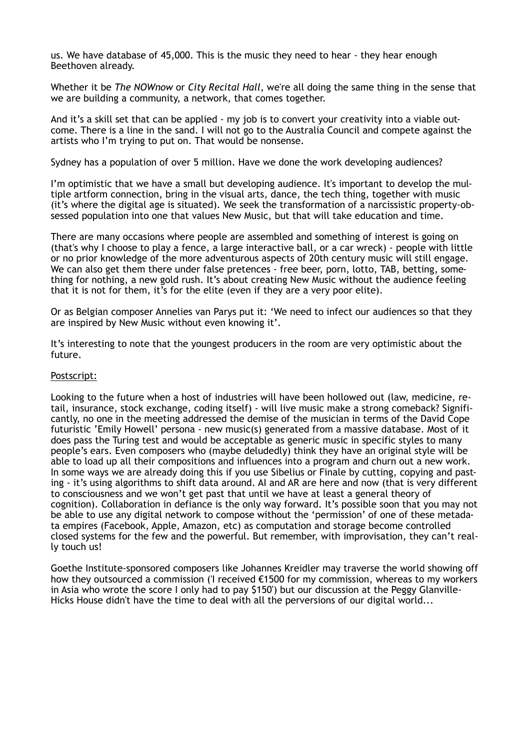us. We have database of 45,000. This is the music they need to hear - they hear enough Beethoven already.

Whether it be *The NOWnow* or *City Recital Hall*, we're all doing the same thing in the sense that we are building a community, a network, that comes together.

And it's a skill set that can be applied - my job is to convert your creativity into a viable outcome. There is a line in the sand. I will not go to the Australia Council and compete against the artists who I'm trying to put on. That would be nonsense.

Sydney has a population of over 5 million. Have we done the work developing audiences?

I'm optimistic that we have a small but developing audience. It's important to develop the multiple artform connection, bring in the visual arts, dance, the tech thing, together with music (it's where the digital age is situated). We seek the transformation of a narcissistic property-obsessed population into one that values New Music, but that will take education and time.

There are many occasions where people are assembled and something of interest is going on (that's why I choose to play a fence, a large interactive ball, or a car wreck) - people with little or no prior knowledge of the more adventurous aspects of 20th century music will still engage. We can also get them there under false pretences - free beer, porn, lotto, TAB, betting, something for nothing, a new gold rush. It's about creating New Music without the audience feeling that it is not for them, it's for the elite (even if they are a very poor elite).

Or as Belgian composer Annelies van Parys put it: 'We need to infect our audiences so that they are inspired by New Music without even knowing it'.

It's interesting to note that the youngest producers in the room are very optimistic about the future.

<u>Postscript:</u>

Looking to the future when a host of industries will have been hollowed out (law, medicine, retail, insurance, stock exchange, coding itself) - will live music make a strong comeback? Significantly, no one in the meeting addressed the demise of the musician in terms of the David Cope futuristic 'Emily Howell' persona - new music(s) generated from a massive database. Most of it does pass the Turing test and would be acceptable as generic music in specific styles to many people's ears. Even composers who (maybe deludedly) think they have an original style will be able to load up all their compositions and influences into a program and churn out a new work. In some ways we are already doing this if you use Sibelius or Finale by cutting, copying and pasting - it's using algorithms to shift data around. AI and AR are here and now (that is very different to consciousness and we won't get past that until we have at least a general theory of cognition). Collaboration in defiance is the only way forward. It's possible soon that you may not be able to use any digital network to compose without the 'permission' of one of these metadata empires (Facebook, Apple, Amazon, etc) as computation and storage become controlled closed systems for the few and the powerful. But remember, with improvisation, they can't really touch us!

Goethe Institute-sponsored composers like Johannes Kreidler may traverse the world showing off how they outsourced a commission ('I received €1500 for my commission, whereas to my workers in Asia who wrote the score I only had to pay $150') but our discussion at the Peggy Glanville-Hicks House didn't have the time to deal with all the perversions of our digital world...